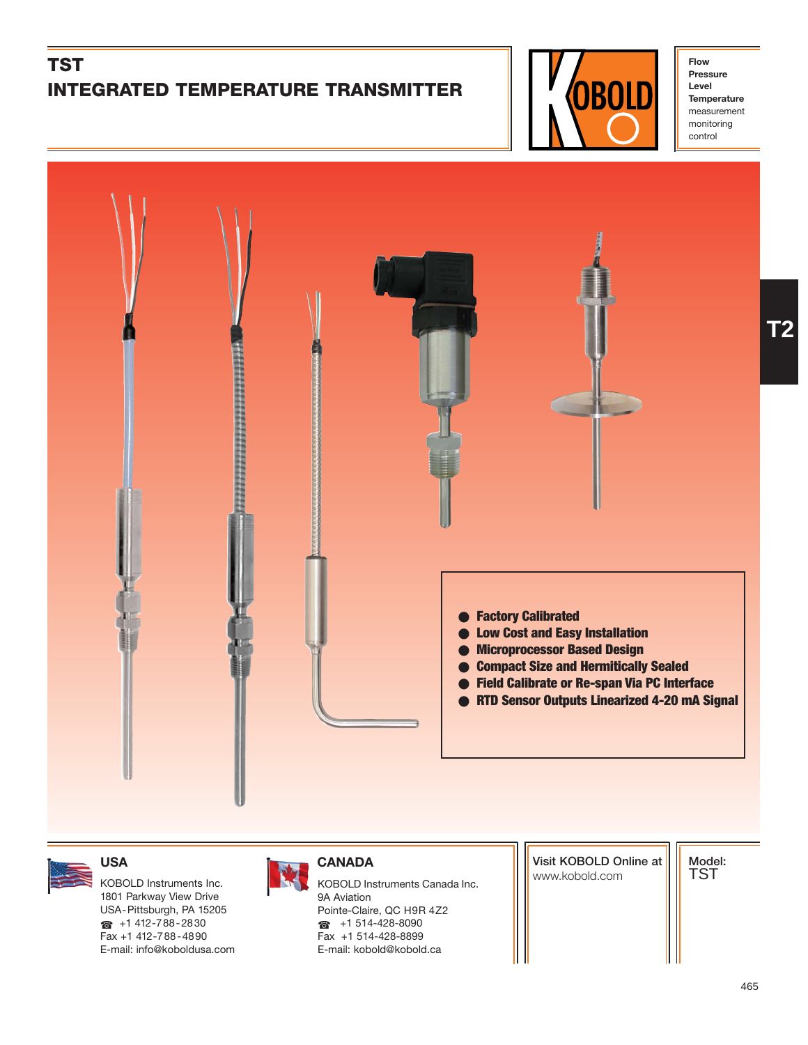# TST
# INTEGRATED TEMPERATURE TRANSMITTER

**Flow**
**Pressure**
**Level**
**Temperature**
measurement
monitoring
control

T2

- **Factory Calibrated**
- **Low Cost and Easy Installation**
- **Microprocessor Based Design**
- **Compact Size and Hermitically Sealed**
- **Field Calibrate or Re-span Via PC Interface**
- **RTD Sensor Outputs Linearized 4-20 mA Signal**

## USA

KOBOLD Instruments Inc.
1801 Parkway View Drive
USA-Pittsburgh, PA 15205
☎ +1 412-788-2830
Fax +1 412-788-4890
E-mail: info@koboldusa.com

## CANADA

KOBOLD Instruments Canada Inc.
9A Aviation
Pointe-Claire, QC H9R 4Z2
☎ +1 514-428-8090
Fax +1 514-428-8899
E-mail: kobold@kobold.ca

Visit KOBOLD Online at
www.kobold.com

Model:
TST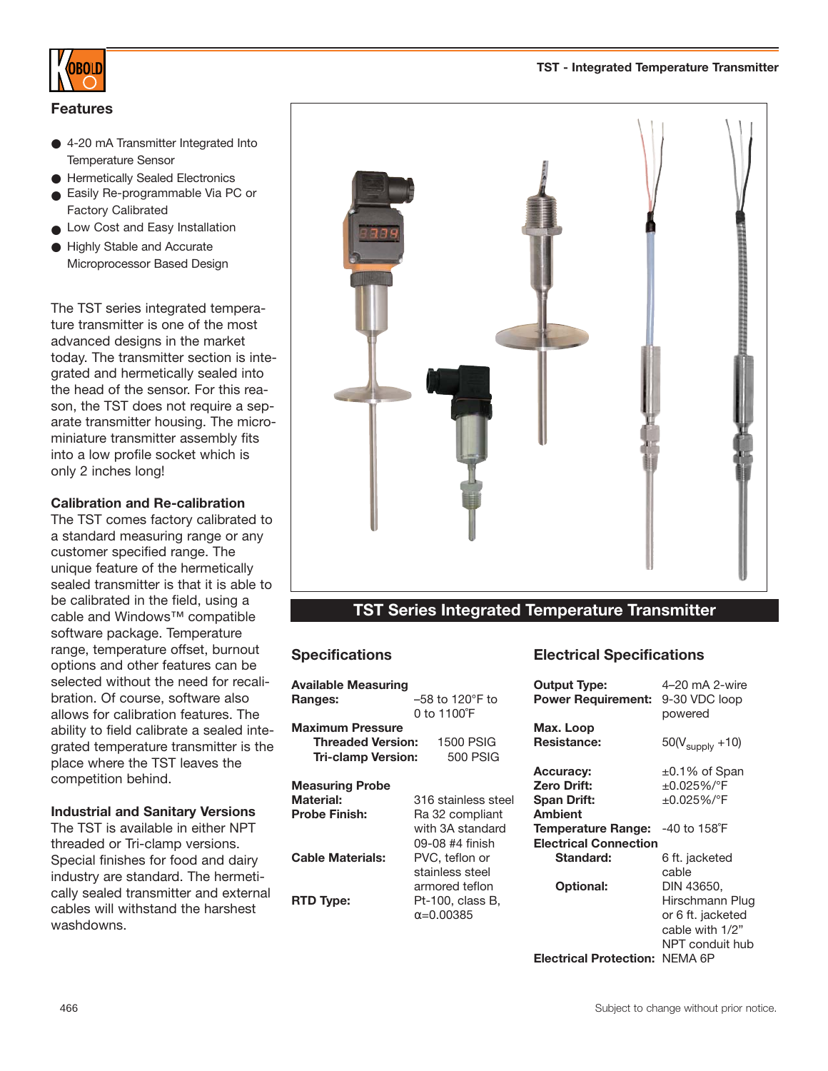# TST - Integrated Temperature Transmitter

## Features

- 4-20 mA Transmitter Integrated Into Temperature Sensor
- Hermetically Sealed Electronics
- Easily Re-programmable Via PC or Factory Calibrated
- Low Cost and Easy Installation
- Highly Stable and Accurate Microprocessor Based Design

The TST series integrated temperature transmitter is one of the most advanced designs in the market today. The transmitter section is integrated and hermetically sealed into the head of the sensor. For this reason, the TST does not require a separate transmitter housing. The micro-miniature transmitter assembly fits into a low profile socket which is only 2 inches long!

### Calibration and Re-calibration

The TST comes factory calibrated to a standard measuring range or any customer specified range. The unique feature of the hermetically sealed transmitter is that it is able to be calibrated in the field, using a cable and Windows™ compatible software package. Temperature range, temperature offset, burnout options and other features can be selected without the need for recalibration. Of course, software also allows for calibration features. The ability to field calibrate a sealed integrated temperature transmitter is the place where the TST leaves the competition behind.

### Industrial and Sanitary Versions

The TST is available in either NPT threaded or Tri-clamp versions. Special finishes for food and dairy industry are standard. The hermetically sealed transmitter and external cables will withstand the harshest washdowns.

**TST Series Integrated Temperature Transmitter**

## Specifications

| | |
|---|---|
| **Available Measuring Ranges:** | –58 to 120°F to 0 to 1100°F |
| **Maximum Pressure** | |
| **Threaded Version:** | 1500 PSIG |
| **Tri-clamp Version:** | 500 PSIG |
| **Measuring Probe Material:** | 316 stainless steel |
| **Probe Finish:** | Ra 32 compliant with 3A standard 09-08 #4 finish |
| **Cable Materials:** | PVC, teflon or stainless steel armored teflon |
| **RTD Type:** | Pt-100, class B, α=0.00385 |

## Electrical Specifications

| | |
|---|---|
| **Output Type:** | 4–20 mA 2-wire |
| **Power Requirement:** | 9-30 VDC loop powered |
| **Max. Loop Resistance:** | $50(V_{supply} + 10)$ |
| **Accuracy:** | ±0.1% of Span |
| **Zero Drift:** | ±0.025%/°F |
| **Span Drift:** | ±0.025%/°F |
| **Ambient Temperature Range:** | -40 to 158°F |
| **Electrical Connection** | |
| **Standard:** | 6 ft. jacketed cable |
| **Optional:** | DIN 43650, Hirschmann Plug or 6 ft. jacketed cable with 1/2" NPT conduit hub |
| **Electrical Protection:** | NEMA 6P |

Subject to change without prior notice.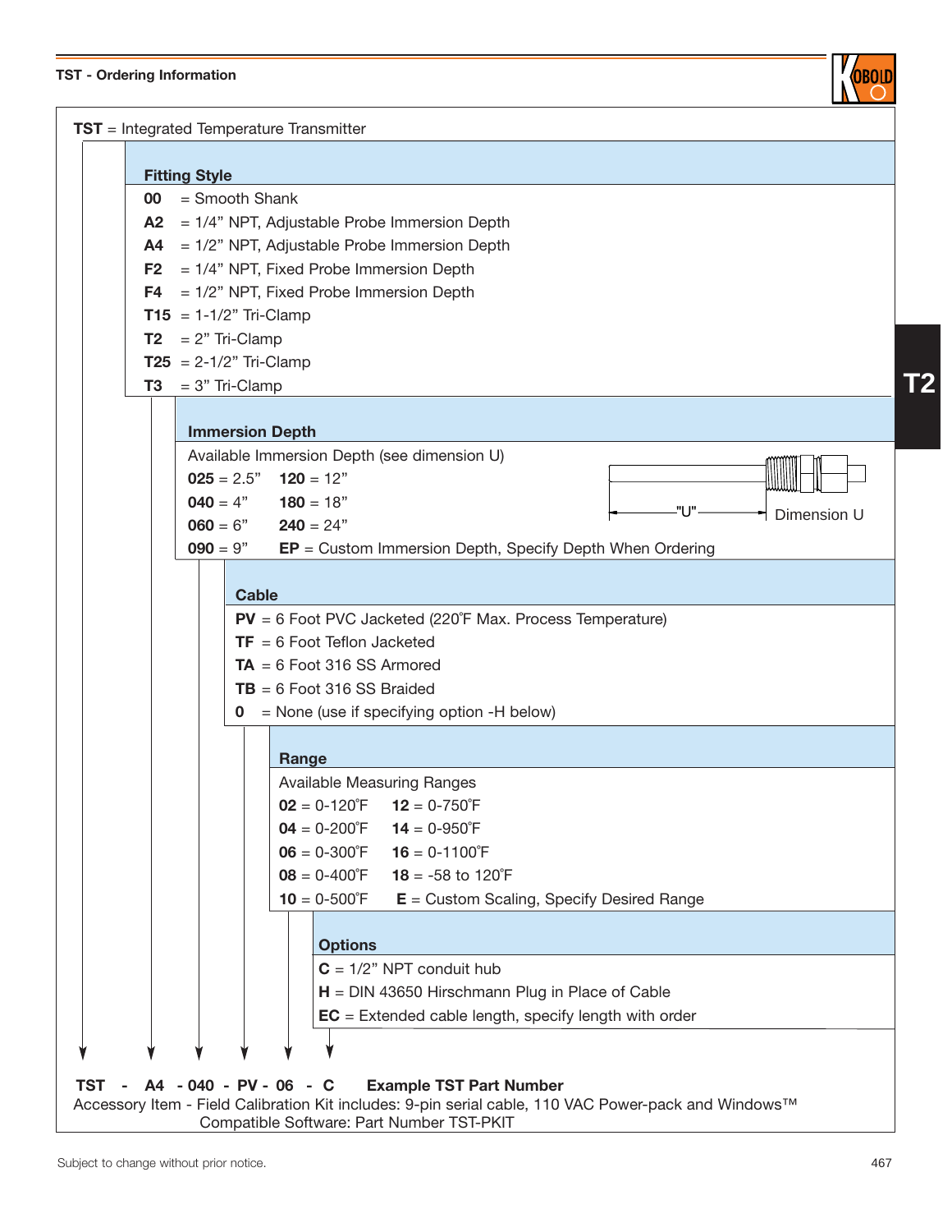## TST - Ordering Information

**TST** = Integrated Temperature Transmitter

### Fitting Style

- **00** = Smooth Shank
- **A2** = 1/4" NPT, Adjustable Probe Immersion Depth
- **A4** = 1/2" NPT, Adjustable Probe Immersion Depth
- **F2** = 1/4" NPT, Fixed Probe Immersion Depth
- **F4** = 1/2" NPT, Fixed Probe Immersion Depth
- **T15** = 1-1/2" Tri-Clamp
- **T2** = 2" Tri-Clamp
- **T25** = 2-1/2" Tri-Clamp
- **T3** = 3" Tri-Clamp

### Immersion Depth

Available Immersion Depth (see dimension U)

| | |
|---|---|
| **025** = 2.5" | **120** = 12" |
| **040** = 4" | **180** = 18" |
| **060** = 6" | **240** = 24" |
| **090** = 9" | **EP** = Custom Immersion Depth, Specify Depth When Ordering |

"U" Dimension U

### Cable

- **PV** = 6 Foot PVC Jacketed (220˚F Max. Process Temperature)
- **TF** = 6 Foot Teflon Jacketed
- **TA** = 6 Foot 316 SS Armored
- **TB** = 6 Foot 316 SS Braided
- **0** = None (use if specifying option -H below)

### Range

Available Measuring Ranges

| | |
|---|---|
| **02** = 0-120˚F | **12** = 0-750˚F |
| **04** = 0-200˚F | **14** = 0-950˚F |
| **06** = 0-300˚F | **16** = 0-1100˚F |
| **08** = 0-400˚F | **18** = -58 to 120˚F |
| **10** = 0-500˚F | **E** = Custom Scaling, Specify Desired Range |

### Options

- **C** = 1/2" NPT conduit hub
- **H** = DIN 43650 Hirschmann Plug in Place of Cable
- **EC** = Extended cable length, specify length with order

**TST - A4 - 040 - PV - 06 - C** **Example TST Part Number**

Accessory Item - Field Calibration Kit includes: 9-pin serial cable, 110 VAC Power-pack and Windows™ Compatible Software: Part Number TST-PKIT

Subject to change without prior notice.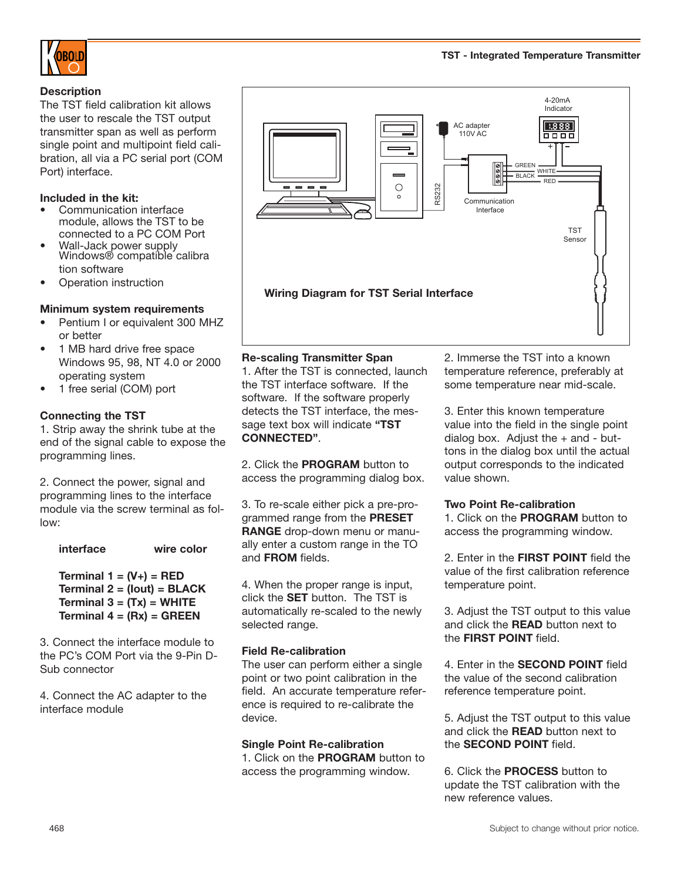## Description

The TST field calibration kit allows the user to rescale the TST output transmitter span as well as perform single point and multipoint field calibration, all via a PC serial port (COM Port) interface.

## Included in the kit:

- Communication interface module, allows the TST to be connected to a PC COM Port
- Wall-Jack power supply Windows® compatible calibra tion software
- Operation instruction

## Minimum system requirements

- Pentium I or equivalent 300 MHZ or better
- 1 MB hard drive free space Windows 95, 98, NT 4.0 or 2000 operating system
- 1 free serial (COM) port

## Connecting the TST

1. Strip away the shrink tube at the end of the signal cable to expose the programming lines.

2. Connect the power, signal and programming lines to the interface module via the screw terminal as follow:

| interface | wire color |
|---|---|
| **Terminal 1 = (V+)** | **= RED** |
| **Terminal 2 = (Iout)** | **= BLACK** |
| **Terminal 3 = (Tx)** | **= WHITE** |
| **Terminal 4 = (Rx)** | **= GREEN** |

3. Connect the interface module to the PC's COM Port via the 9-Pin D-Sub connector

4. Connect the AC adapter to the interface module

4-20mA Indicator

AC adapter 110V AC

RS232

GREEN

WHITE

BLACK

RED

Communication Interface

TST Sensor

**Wiring Diagram for TST Serial Interface**

## Re-scaling Transmitter Span

1. After the TST is connected, launch the TST interface software. If the software. If the software properly detects the TST interface, the message text box will indicate **"TST CONNECTED"**.

2. Click the **PROGRAM** button to access the programming dialog box.

3. To re-scale either pick a pre-programmed range from the **PRESET RANGE** drop-down menu or manually enter a custom range in the TO and **FROM** fields.

4. When the proper range is input, click the **SET** button. The TST is automatically re-scaled to the newly selected range.

## Field Re-calibration

The user can perform either a single point or two point calibration in the field. An accurate temperature reference is required to re-calibrate the device.

## Single Point Re-calibration

1. Click on the **PROGRAM** button to access the programming window.

2. Immerse the TST into a known temperature reference, preferably at some temperature near mid-scale.

3. Enter this known temperature value into the field in the single point dialog box. Adjust the + and - buttons in the dialog box until the actual output corresponds to the indicated value shown.

## Two Point Re-calibration

1. Click on the **PROGRAM** button to access the programming window.

2. Enter in the **FIRST POINT** field the value of the first calibration reference temperature point.

3. Adjust the TST output to this value and click the **READ** button next to the **FIRST POINT** field.

4. Enter in the **SECOND POINT** field the value of the second calibration reference temperature point.

5. Adjust the TST output to this value and click the **READ** button next to the **SECOND POINT** field.

6. Click the **PROCESS** button to update the TST calibration with the new reference values.